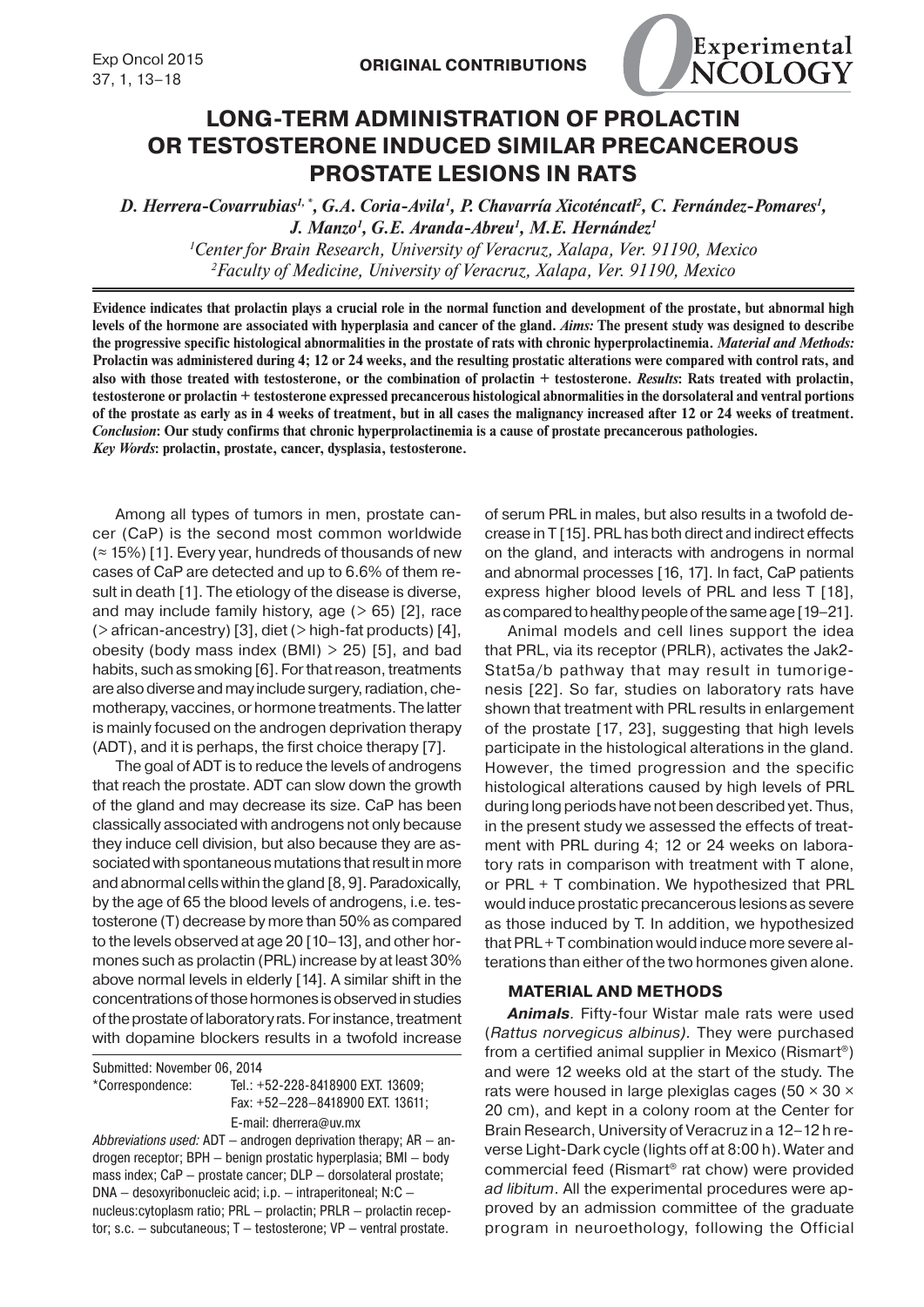**ORIGINAL CONTRIBUTIONS**

# LONG-TERM ADMINISTRATION OF PROLACTIN OR TESTOSTERONE INDUCED SIMILAR PRECANCEROUS PROSTATE LESIONS IN RATS

*D. Herrera-Covarrubias[1,*], G.A. Coria-Avila[1], P. Chavarría Xicoténcatl[2], C. Fernández-Pomares[1], J. Manzo[1], G.E. Aranda-Abreu[1], M.E. Hernández[1]*

*[1]Center for Brain Research, University of Veracruz, Xalapa, Ver. 91190, Mexico*
*[2]Faculty of Medicine, University of Veracruz, Xalapa, Ver. 91190, Mexico*

**Evidence indicates that prolactin plays a crucial role in the normal function and development of the prostate, but abnormal high levels of the hormone are associated with hyperplasia and cancer of the gland. *Aims:* The present study was designed to describe the progressive specific histological abnormalities in the prostate of rats with chronic hyperprolactinemia. *Material and Methods:* Prolactin was administered during 4; 12 or 24 weeks, and the resulting prostatic alterations were compared with control rats, and also with those treated with testosterone, or the combination of prolactin + testosterone. *Results*: Rats treated with prolactin, testosterone or prolactin + testosterone expressed precancerous histological abnormalities in the dorsolateral and ventral portions of the prostate as early as in 4 weeks of treatment, but in all cases the malignancy increased after 12 or 24 weeks of treatment. *Conclusion*: Our study confirms that chronic hyperprolactinemia is a cause of prostate precancerous pathologies.**
***Key Words*: prolactin, prostate, cancer, dysplasia, testosterone.**

Among all types of tumors in men, prostate cancer (CaP) is the second most common worldwide (≈ 15%) [1]. Every year, hundreds of thousands of new cases of CaP are detected and up to 6.6% of them result in death [1]. The etiology of the disease is diverse, and may include family history, age (> 65) [2], race (> african-ancestry) [3], diet (> high-fat products) [4], obesity (body mass index (BMI) > 25) [5], and bad habits, such as smoking [6]. For that reason, treatments are also diverse and may include surgery, radiation, chemotherapy, vaccines, or hormone treatments. The latter is mainly focused on the androgen deprivation therapy (ADT), and it is perhaps, the first choice therapy [7].

The goal of ADT is to reduce the levels of androgens that reach the prostate. ADT can slow down the growth of the gland and may decrease its size. CaP has been classically associated with androgens not only because they induce cell division, but also because they are associated with spontaneous mutations that result in more and abnormal cells within the gland [8, 9]. Paradoxically, by the age of 65 the blood levels of androgens, i.e. testosterone (T) decrease by more than 50% as compared to the levels observed at age 20 [10–13], and other hormones such as prolactin (PRL) increase by at least 30% above normal levels in elderly [14]. A similar shift in the concentrations of those hormones is observed in studies of the prostate of laboratory rats. For instance, treatment with dopamine blockers results in a twofold increase of serum PRL in males, but also results in a twofold decrease in T [15]. PRL has both direct and indirect effects on the gland, and interacts with androgens in normal and abnormal processes [16, 17]. In fact, CaP patients express higher blood levels of PRL and less T [18], as compared to healthy people of the same age [19–21].

Animal models and cell lines support the idea that PRL, via its receptor (PRLR), activates the Jak2-Stat5a/b pathway that may result in tumorigenesis [22]. So far, studies on laboratory rats have shown that treatment with PRL results in enlargement of the prostate [17, 23], suggesting that high levels participate in the histological alterations in the gland. However, the timed progression and the specific histological alterations caused by high levels of PRL during long periods have not been described yet. Thus, in the present study we assessed the effects of treatment with PRL during 4; 12 or 24 weeks on laboratory rats in comparison with treatment with T alone, or PRL + T combination. We hypothesized that PRL would induce prostatic precancerous lesions as severe as those induced by T. In addition, we hypothesized that PRL + T combination would induce more severe alterations than either of the two hormones given alone.

## MATERIAL AND METHODS

***Animals***. Fifty-four Wistar male rats were used (*Rattus norvegicus albinus)*. They were purchased from a certified animal supplier in Mexico (Rismart®) and were 12 weeks old at the start of the study. The rats were housed in large plexiglas cages (50 × 30 × 20 cm), and kept in a colony room at the Center for Brain Research, University of Veracruz in a 12–12 h reverse Light-Dark cycle (lights off at 8:00 h). Water and commercial feed (Rismart® rat chow) were provided *ad libitum*. All the experimental procedures were approved by an admission committee of the graduate program in neuroethology, following the Official

Submitted: November 06, 2014
*Correspondence: Tel.: +52-228-8418900 EXT. 13609; Fax: +52–228–8418900 EXT. 13611; E-mail: dherrera@uv.mx

*Abbreviations used:* ADT – androgen deprivation therapy; AR – androgen receptor; BPH – benign prostatic hyperplasia; BMI – body mass index; CaP – prostate cancer; DLP – dorsolateral prostate; DNA – desoxyribonucleic acid; i.p. – intraperitoneal; N:C – nucleus:cytoplasm ratio; PRL – prolactin; PRLR – prolactin receptor; s.c. – subcutaneous; T – testosterone; VP – ventral prostate.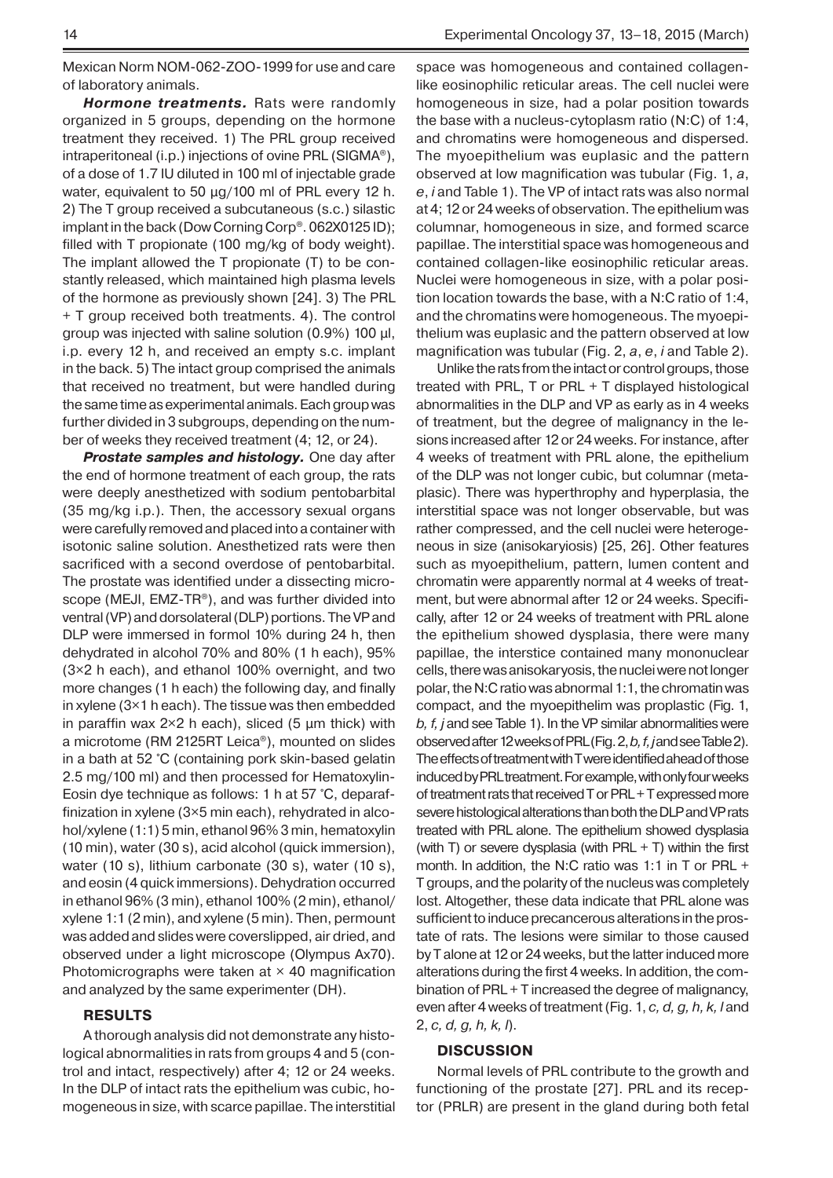Mexican Norm NOM-062-ZOO-1999 for use and care of laboratory animals.

***Hormone treatments.*** Rats were randomly organized in 5 groups, depending on the hormone treatment they received. 1) The PRL group received intraperitoneal (i.p.) injections of ovine PRL (SIGMA®), of a dose of 1.7 IU diluted in 100 ml of injectable grade water, equivalent to 50 µg/100 ml of PRL every 12 h. 2) The T group received a subcutaneous (s.c.) silastic implant in the back (Dow Corning Corp®. 062X0125 ID); filled with T propionate (100 mg/kg of body weight). The implant allowed the T propionate (T) to be constantly released, which maintained high plasma levels of the hormone as previously shown [24]. 3) The PRL + T group received both treatments. 4). The control group was injected with saline solution (0.9%) 100 µl, i.p. every 12 h, and received an empty s.c. implant in the back. 5) The intact group comprised the animals that received no treatment, but were handled during the same time as experimental animals. Each group was further divided in 3 subgroups, depending on the number of weeks they received treatment (4; 12, or 24).

***Prostate samples and histology.*** One day after the end of hormone treatment of each group, the rats were deeply anesthetized with sodium pentobarbital (35 mg/kg i.p.). Then, the accessory sexual organs were carefully removed and placed into a container with isotonic saline solution. Anesthetized rats were then sacrificed with a second overdose of pentobarbital. The prostate was identified under a dissecting microscope (MEJI, EMZ-TR®), and was further divided into ventral (VP) and dorsolateral (DLP) portions. The VP and DLP were immersed in formol 10% during 24 h, then dehydrated in alcohol 70% and 80% (1 h each), 95% (3×2 h each), and ethanol 100% overnight, and two more changes (1 h each) the following day, and finally in xylene (3×1 h each). The tissue was then embedded in paraffin wax 2×2 h each), sliced (5 µm thick) with a microtome (RM 2125RT Leica®), mounted on slides in a bath at 52 °C (containing pork skin-based gelatin 2.5 mg/100 ml) and then processed for Hematoxylin-Eosin dye technique as follows: 1 h at 57 °C, deparaffinization in xylene (3×5 min each), rehydrated in alcohol/xylene (1:1) 5 min, ethanol 96% 3 min, hematoxylin (10 min), water (30 s), acid alcohol (quick immersion), water (10 s), lithium carbonate (30 s), water (10 s), and eosin (4 quick immersions). Dehydration occurred in ethanol 96% (3 min), ethanol 100% (2 min), ethanol/xylene 1:1 (2 min), and xylene (5 min). Then, permount was added and slides were coverslipped, air dried, and observed under a light microscope (Olympus Ax70). Photomicrographs were taken at × 40 magnification and analyzed by the same experimenter (DH).

## RESULTS

A thorough analysis did not demonstrate any histological abnormalities in rats from groups 4 and 5 (control and intact, respectively) after 4; 12 or 24 weeks. In the DLP of intact rats the epithelium was cubic, homogeneous in size, with scarce papillae. The interstitial space was homogeneous and contained collagen-like eosinophilic reticular areas. The cell nuclei were homogeneous in size, had a polar position towards the base with a nucleus-cytoplasm ratio (N:C) of 1:4, and chromatins were homogeneous and dispersed. The myoepithelium was euplasic and the pattern observed at low magnification was tubular (Fig. 1, *a*, *e*, *i* and Table 1). The VP of intact rats was also normal at 4; 12 or 24 weeks of observation. The epithelium was columnar, homogeneous in size, and formed scarce papillae. The interstitial space was homogeneous and contained collagen-like eosinophilic reticular areas. Nuclei were homogeneous in size, with a polar position location towards the base, with a N:C ratio of 1:4, and the chromatins were homogeneous. The myoepithelium was euplasic and the pattern observed at low magnification was tubular (Fig. 2, *a*, *e*, *i* and Table 2).

Unlike the rats from the intact or control groups, those treated with PRL, T or PRL + T displayed histological abnormalities in the DLP and VP as early as in 4 weeks of treatment, but the degree of malignancy in the lesions increased after 12 or 24 weeks. For instance, after 4 weeks of treatment with PRL alone, the epithelium of the DLP was not longer cubic, but columnar (metaplasic). There was hyperthrophy and hyperplasia, the interstitial space was not longer observable, but was rather compressed, and the cell nuclei were heterogeneous in size (anisokaryiosis) [25, 26]. Other features such as myoepithelium, pattern, lumen content and chromatin were apparently normal at 4 weeks of treatment, but were abnormal after 12 or 24 weeks. Specifically, after 12 or 24 weeks of treatment with PRL alone the epithelium showed dysplasia, there were many papillae, the interstice contained many mononuclear cells, there was anisokaryosis, the nuclei were not longer polar, the N:C ratio was abnormal 1:1, the chromatin was compact, and the myoepithelim was proplastic (Fig. 1, *b, f, j* and see Table 1). In the VP similar abnormalities were observed after 12 weeks of PRL (Fig. 2, *b, f, j* and see Table 2). The effects of treatment with T were identified ahead of those induced by PRL treatment. For example, with only four weeks of treatment rats that received T or PRL + T expressed more severe histological alterations than both the DLP and VP rats treated with PRL alone. The epithelium showed dysplasia (with T) or severe dysplasia (with PRL + T) within the first month. In addition, the N:C ratio was 1:1 in T or PRL + T groups, and the polarity of the nucleus was completely lost. Altogether, these data indicate that PRL alone was sufficient to induce precancerous alterations in the prostate of rats. The lesions were similar to those caused by T alone at 12 or 24 weeks, but the latter induced more alterations during the first 4 weeks. In addition, the combination of PRL + T increased the degree of malignancy, even after 4 weeks of treatment (Fig. 1, *c, d, g, h, k, l* and 2, *c, d, g, h, k, l*).

## DISCUSSION

Normal levels of PRL contribute to the growth and functioning of the prostate [27]. PRL and its receptor (PRLR) are present in the gland during both fetal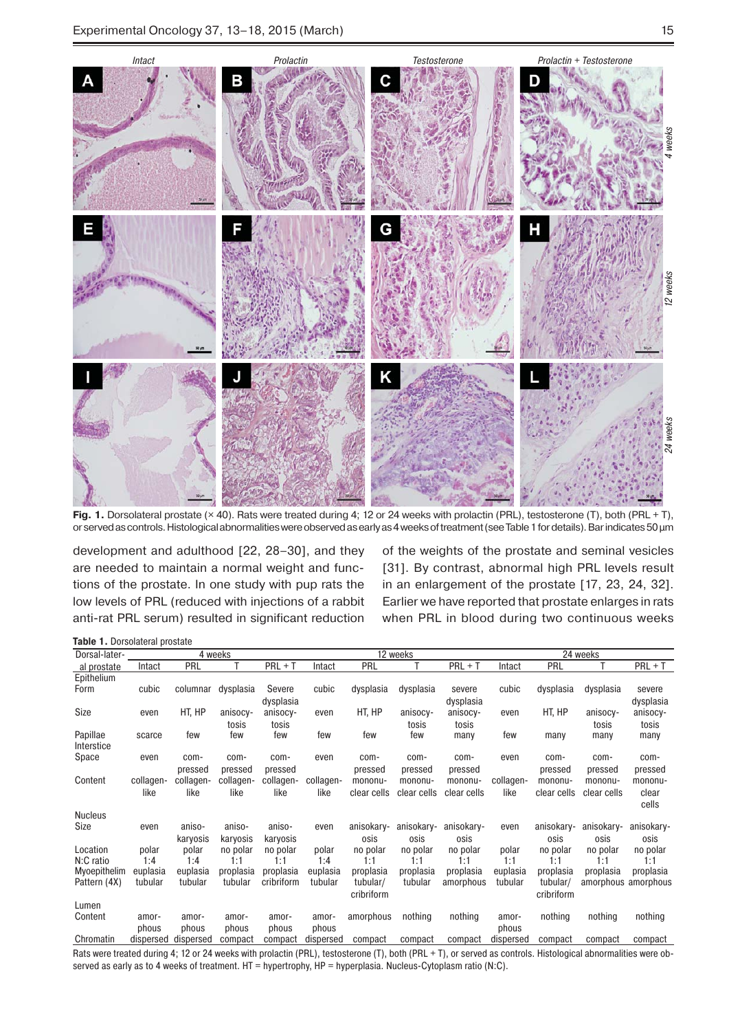**Fig. 1.** Dorsolateral prostate (× 40). Rats were treated during 4; 12 or 24 weeks with prolactin (PRL), testosterone (T), both (PRL + T), or served as controls. Histological abnormalities were observed as early as 4 weeks of treatment (see Table 1 for details). Bar indicates 50 µm

development and adulthood [22, 28–30], and they are needed to maintain a normal weight and functions of the prostate. In one study with pup rats the low levels of PRL (reduced with injections of a rabbit anti-rat PRL serum) resulted in significant reduction of the weights of the prostate and seminal vesicles [31]. By contrast, abnormal high PRL levels result in an enlargement of the prostate [17, 23, 24, 32]. Earlier we have reported that prostate enlarges in rats when PRL in blood during two continuous weeks

**Table 1.** Dorsolateral prostate

| Dorsal-lateral prostate | 4 weeks | | | | 12 weeks | | | | 24 weeks | | | |
|---|---|---|---|---|---|---|---|---|---|---|---|---|
| | Intact | PRL | T | PRL + T | Intact | PRL | T | PRL + T | Intact | PRL | T | PRL + T |
| **Epithelium** | | | | | | | | | | | | |
| Form | cubic | columnar | dysplasia | Severe dysplasia | cubic | dysplasia | dysplasia | severe dysplasia | cubic | dysplasia | dysplasia | severe dysplasia |
| Size | even | HT, HP | anisocytosis | anisocytosis | even | HT, HP | anisocytosis | anisocytosis | even | HT, HP | anisocytosis | anisocytosis |
| Papillae | scarce | few | few | few | few | few | few | many | few | many | many | many |
| **Interstice** | | | | | | | | | | | | |
| Space | even | compressed | compressed | compressed | even | compressed | compressed | compressed | even | compressed | compressed | compressed |
| Content | collagen-like | collagen-like | collagen-like | collagen-like | collagen-like | mononuclear cells | mononuclear cells | mononuclear cells | collagen-like | mononuclear cells | mononuclear cells | mononuclear cells |
| **Nucleus** | | | | | | | | | | | | |
| Size | even | anisokaryosis | anisokaryosis | anisokaryosis | even | anisokaryosis | anisokaryosis | anisokaryosis | even | anisokaryosis | anisokaryosis | anisokaryosis |
| Location | polar | polar | no polar | no polar | polar | no polar | no polar | no polar | polar | no polar | no polar | no polar |
| N:C ratio | 1:4 | 1:4 | 1:1 | 1:1 | 1:4 | 1:1 | 1:1 | 1:1 | 1:1 | 1:1 | 1:1 | 1:1 |
| Myoepithelim | euplasia | euplasia | proplasia | proplasia | euplasia | proplasia | proplasia | proplasia | euplasia | proplasia | proplasia | proplasia |
| Pattern (4X) | tubular | tubular | tubular | cribriform | tubular | tubular/cribriform | tubular | amorphous | tubular | tubular/cribriform | amorphous | amorphous |
| **Lumen** | | | | | | | | | | | | |
| Content | amorphous | amorphous | amorphous | amorphous | amorphous | amorphous | nothing | nothing | amorphous | nothing | nothing | nothing |
| Chromatin | dispersed | dispersed | compact | compact | dispersed | compact | compact | compact | dispersed | compact | compact | compact |

Rats were treated during 4; 12 or 24 weeks with prolactin (PRL), testosterone (T), both (PRL + T), or served as controls. Histological abnormalities were observed as early as to 4 weeks of treatment. HT = hypertrophy, HP = hyperplasia. Nucleus-Cytoplasm ratio (N:C).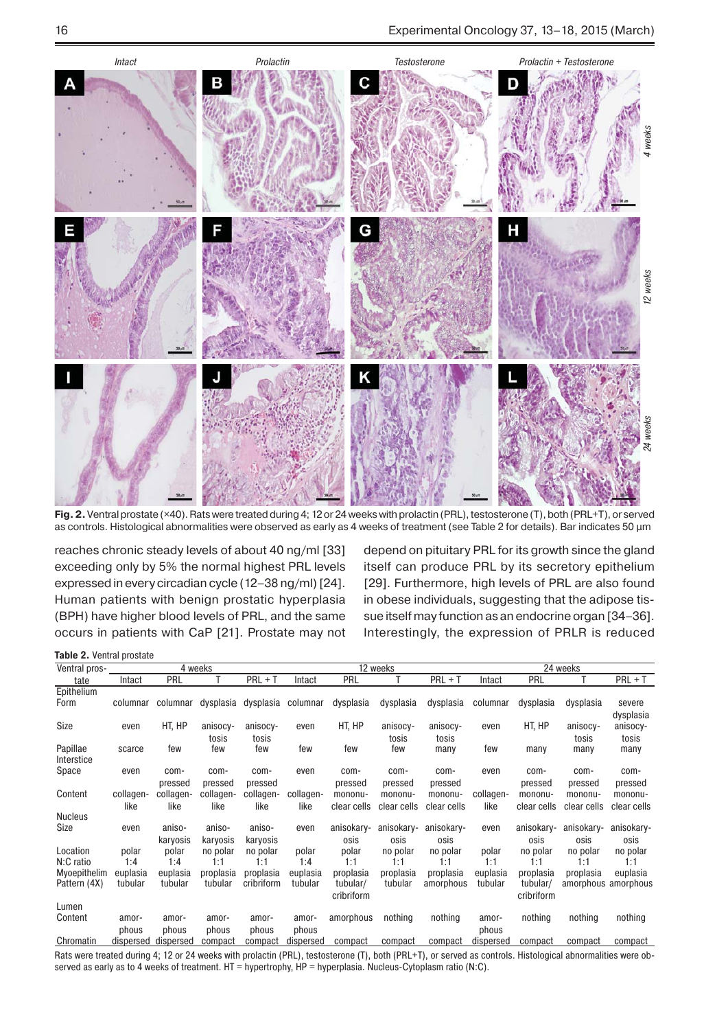**Fig. 2.** Ventral prostate (×40). Rats were treated during 4; 12 or 24 weeks with prolactin (PRL), testosterone (T), both (PRL+T), or served as controls. Histological abnormalities were observed as early as 4 weeks of treatment (see Table 2 for details). Bar indicates 50 µm

reaches chronic steady levels of about 40 ng/ml [33] exceeding only by 5% the normal highest PRL levels expressed in every circadian cycle (12–38 ng/ml) [24]. Human patients with benign prostatic hyperplasia (BPH) have higher blood levels of PRL, and the same occurs in patients with CaP [21]. Prostate may not depend on pituitary PRL for its growth since the gland itself can produce PRL by its secretory epithelium [29]. Furthermore, high levels of PRL are also found in obese individuals, suggesting that the adipose tissue itself may function as an endocrine organ [34–36]. Interestingly, the expression of PRLR is reduced

**Table 2.** Ventral prostate

| Ventral prostate | 4 weeks | | | | 12 weeks | | | | 24 weeks | | | |
|---|---|---|---|---|---|---|---|---|---|---|---|---|
| | Intact | PRL | T | PRL + T | Intact | PRL | T | PRL + T | Intact | PRL | T | PRL + T |
| **Epithelium** | | | | | | | | | | | | |
| Form | columnar | columnar | dysplasia | dysplasia | columnar | dysplasia | dysplasia | dysplasia | columnar | dysplasia | dysplasia | severe dysplasia |
| Size | even | HT, HP | anisocytosis | anisocytosis | even | HT, HP | anisocytosis | anisocytosis | even | HT, HP | anisocytosis | anisocytosis |
| Papillae | scarce | few | few | few | few | few | few | many | few | many | many | many |
| **Interstice** | | | | | | | | | | | | |
| Space | even | compressed | compressed | compressed | even | compressed | compressed | compressed | even | compressed | compressed | compressed |
| Content | collagen-like | collagen-like | collagen-like | collagen-like | collagen-like | mononuclear cells | mononuclear cells | mononuclear cells | collagen-like | mononuclear cells | mononuclear cells | mononuclear cells |
| **Nucleus** | | | | | | | | | | | | |
| Size | even | anisokaryosis | anisokaryosis | anisokaryosis | even | anisokaryosis | anisokaryosis | anisokaryosis | even | anisokaryosis | anisokaryosis | anisokaryosis |
| Location | polar | polar | no polar | no polar | polar | polar | no polar | no polar | polar | no polar | no polar | no polar |
| N:C ratio | 1:4 | 1:4 | 1:1 | 1:1 | 1:4 | 1:1 | 1:1 | 1:1 | 1:1 | 1:1 | 1:1 | 1:1 |
| Myoepithelim | euplasia | euplasia | proplasia | proplasia | euplasia | proplasia | proplasia | proplasia | euplasia | proplasia | proplasia | euplasia |
| Pattern (4X) | tubular | tubular | tubular | cribriform | tubular | tubular/ cribriform | tubular | amorphous | tubular | tubular/ cribriform | amorphous | amorphous |
| **Lumen** | | | | | | | | | | | | |
| Content | amorphous | amorphous | amorphous | amorphous | amorphous | amorphous | nothing | nothing | amorphous | nothing | nothing | nothing |
| Chromatin | dispersed | dispersed | compact | compact | dispersed | compact | compact | compact | dispersed | compact | compact | compact |

Rats were treated during 4; 12 or 24 weeks with prolactin (PRL), testosterone (T), both (PRL+T), or served as controls. Histological abnormalities were observed as early as to 4 weeks of treatment. HT = hypertrophy, HP = hyperplasia. Nucleus-Cytoplasm ratio (N:C).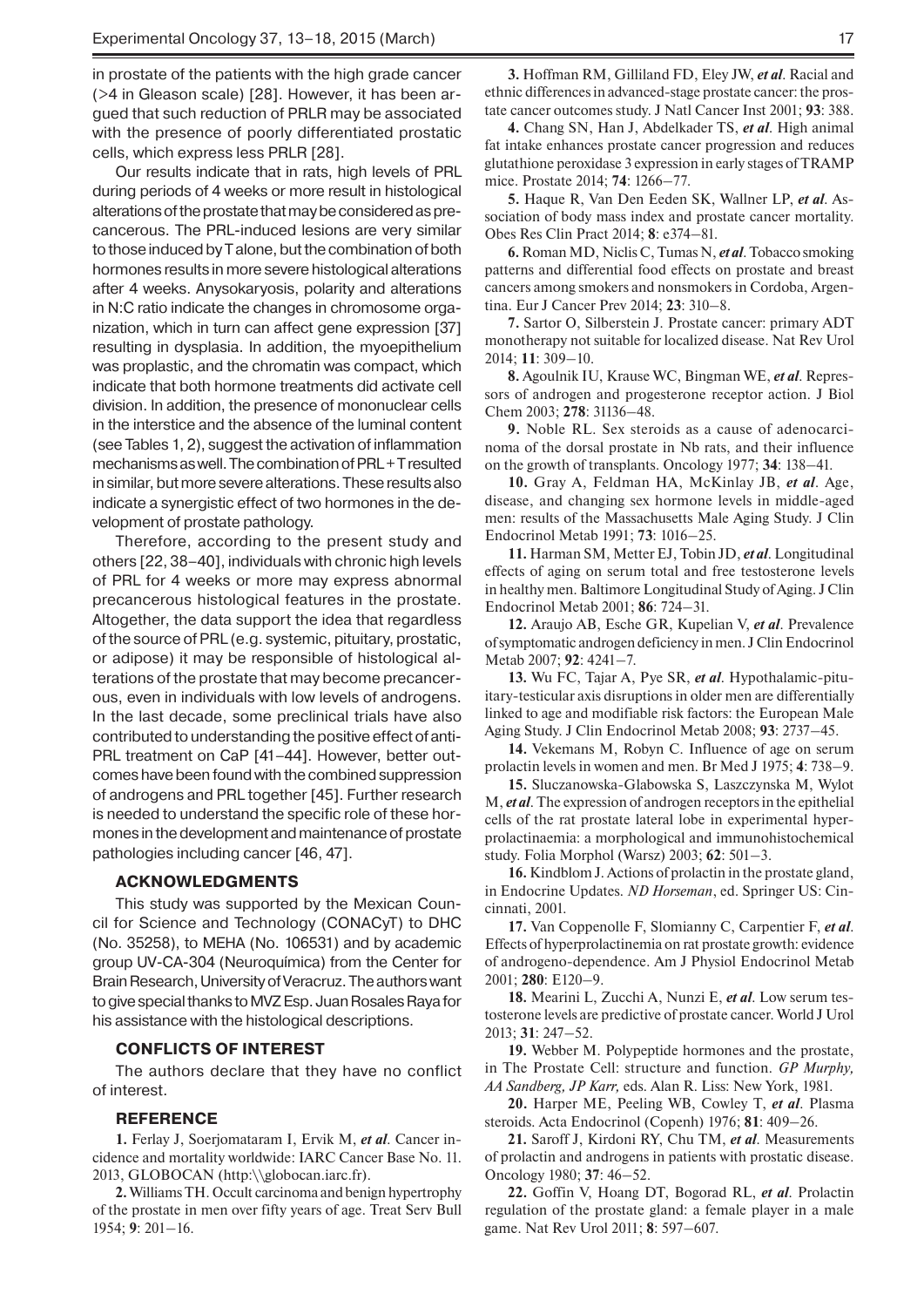in prostate of the patients with the high grade cancer (>4 in Gleason scale) [28]. However, it has been argued that such reduction of PRLR may be associated with the presence of poorly differentiated prostatic cells, which express less PRLR [28].

Our results indicate that in rats, high levels of PRL during periods of 4 weeks or more result in histological alterations of the prostate that may be considered as precancerous. The PRL-induced lesions are very similar to those induced by T alone, but the combination of both hormones results in more severe histological alterations after 4 weeks. Anysokaryosis, polarity and alterations in N:C ratio indicate the changes in chromosome organization, which in turn can affect gene expression [37] resulting in dysplasia. In addition, the myoepithelium was proplastic, and the chromatin was compact, which indicate that both hormone treatments did activate cell division. In addition, the presence of mononuclear cells in the interstice and the absence of the luminal content (see Tables 1, 2), suggest the activation of inflammation mechanisms as well. The combination of PRL + T resulted in similar, but more severe alterations. These results also indicate a synergistic effect of two hormones in the development of prostate pathology.

Therefore, according to the present study and others [22, 38–40], individuals with chronic high levels of PRL for 4 weeks or more may express abnormal precancerous histological features in the prostate. Altogether, the data support the idea that regardless of the source of PRL (e.g. systemic, pituitary, prostatic, or adipose) it may be responsible of histological alterations of the prostate that may become precancerous, even in individuals with low levels of androgens. In the last decade, some preclinical trials have also contributed to understanding the positive effect of anti-PRL treatment on CaP [41–44]. However, better outcomes have been found with the combined suppression of androgens and PRL together [45]. Further research is needed to understand the specific role of these hormones in the development and maintenance of prostate pathologies including cancer [46, 47].

## ACKNOWLEDGMENTS

This study was supported by the Mexican Council for Science and Technology (CONACyT) to DHC (No. 35258), to MEHA (No. 106531) and by academic group UV-CA-304 (Neuroquímica) from the Center for Brain Research, University of Veracruz. The authors want to give special thanks to MVZ Esp. Juan Rosales Raya for his assistance with the histological descriptions.

## CONFLICTS OF INTEREST

The authors declare that they have no conflict of interest.

## REFERENCE

**1.** Ferlay J, Soerjomataram I, Ervik M, *et al*. Cancer incidence and mortality worldwide: IARC Cancer Base No. 11. 2013, GLOBOCAN (http:\\globocan.iarc.fr).

**2.** Williams TH. Occult carcinoma and benign hypertrophy of the prostate in men over fifty years of age. Treat Serv Bull 1954; **9**: 201–16.

**3.** Hoffman RM, Gilliland FD, Eley JW, *et al*. Racial and ethnic differences in advanced-stage prostate cancer: the prostate cancer outcomes study. J Natl Cancer Inst 2001; **93**: 388.

**4.** Chang SN, Han J, Abdelkader TS, *et al*. High animal fat intake enhances prostate cancer progression and reduces glutathione peroxidase 3 expression in early stages of TRAMP mice. Prostate 2014; **74**: 1266–77.

**5.** Haque R, Van Den Eeden SK, Wallner LP, *et al*. Association of body mass index and prostate cancer mortality. Obes Res Clin Pract 2014; **8**: e374–81.

**6.** Roman MD, Niclis C, Tumas N, *et al*. Tobacco smoking patterns and differential food effects on prostate and breast cancers among smokers and nonsmokers in Cordoba, Argentina. Eur J Cancer Prev 2014; **23**: 310–8.

**7.** Sartor O, Silberstein J. Prostate cancer: primary ADT monotherapy not suitable for localized disease. Nat Rev Urol 2014; **11**: 309–10.

**8.** Agoulnik IU, Krause WC, Bingman WE, *et al*. Repressors of androgen and progesterone receptor action. J Biol Chem 2003; **278**: 31136–48.

**9.** Noble RL. Sex steroids as a cause of adenocarcinoma of the dorsal prostate in Nb rats, and their influence on the growth of transplants. Oncology 1977; **34**: 138–41.

**10.** Gray A, Feldman HA, McKinlay JB, *et al*. Age, disease, and changing sex hormone levels in middle-aged men: results of the Massachusetts Male Aging Study. J Clin Endocrinol Metab 1991; **73**: 1016–25.

**11.** Harman SM, Metter EJ, Tobin JD, *et al*. Longitudinal effects of aging on serum total and free testosterone levels in healthy men. Baltimore Longitudinal Study of Aging. J Clin Endocrinol Metab 2001; **86**: 724–31.

**12.** Araujo AB, Esche GR, Kupelian V, *et al*. Prevalence of symptomatic androgen deficiency in men. J Clin Endocrinol Metab 2007; **92**: 4241–7.

**13.** Wu FC, Tajar A, Pye SR, *et al*. Hypothalamic-pituitary-testicular axis disruptions in older men are differentially linked to age and modifiable risk factors: the European Male Aging Study. J Clin Endocrinol Metab 2008; **93**: 2737–45.

**14.** Vekemans M, Robyn C. Influence of age on serum prolactin levels in women and men. Br Med J 1975; **4**: 738–9.

**15.** Sluczanowska-Glabowska S, Laszczynska M, Wylot M, *et al*. The expression of androgen receptors in the epithelial cells of the rat prostate lateral lobe in experimental hyperprolactinaemia: a morphological and immunohistochemical study. Folia Morphol (Warsz) 2003; **62**: 501–3.

**16.** Kindblom J. Actions of prolactin in the prostate gland, in Endocrine Updates. *ND Horseman*, ed. Springer US: Cincinnati, 2001.

**17.** Van Coppenolle F, Slomianny C, Carpentier F, *et al*. Effects of hyperprolactinemia on rat prostate growth: evidence of androgeno-dependence. Am J Physiol Endocrinol Metab 2001; **280**: E120–9.

**18.** Mearini L, Zucchi A, Nunzi E, *et al*. Low serum testosterone levels are predictive of prostate cancer. World J Urol 2013; **31**: 247–52.

**19.** Webber M. Polypeptide hormones and the prostate, in The Prostate Cell: structure and function. *GP Murphy, AA Sandberg, JP Karr,* eds. Alan R. Liss: New York, 1981.

**20.** Harper ME, Peeling WB, Cowley T, *et al*. Plasma steroids. Acta Endocrinol (Copenh) 1976; **81**: 409–26.

**21.** Saroff J, Kirdoni RY, Chu TM, *et al*. Measurements of prolactin and androgens in patients with prostatic disease. Oncology 1980; **37**: 46–52.

**22.** Goffin V, Hoang DT, Bogorad RL, *et al*. Prolactin regulation of the prostate gland: a female player in a male game. Nat Rev Urol 2011; **8**: 597–607.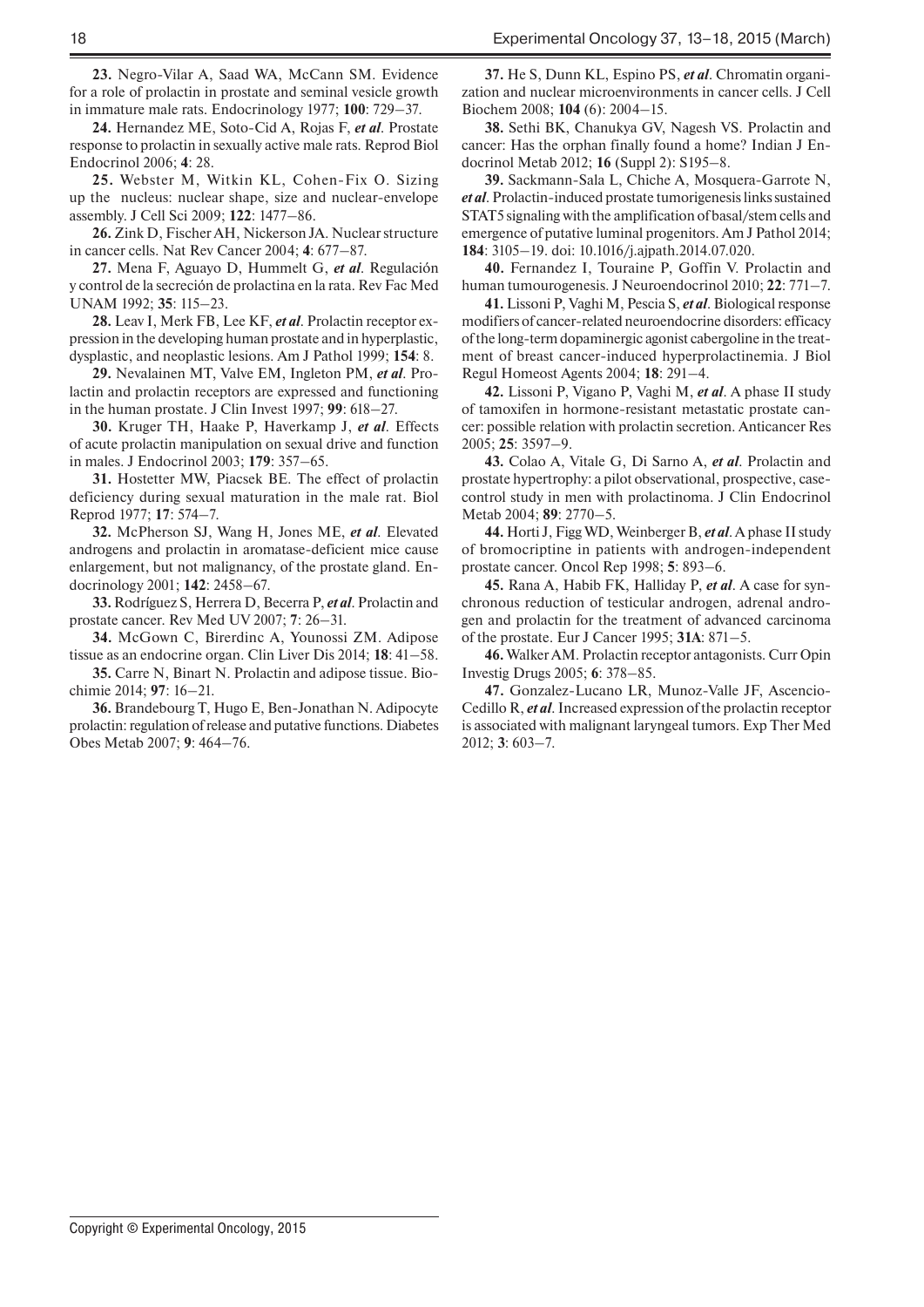**23.** Negro-Vilar A, Saad WA, McCann SM. Evidence for a role of prolactin in prostate and seminal vesicle growth in immature male rats. Endocrinology 1977; **100**: 729–37.

**24.** Hernandez ME, Soto-Cid A, Rojas F, *et al*. Prostate response to prolactin in sexually active male rats. Reprod Biol Endocrinol 2006; **4**: 28.

**25.** Webster M, Witkin KL, Cohen-Fix O. Sizing up the nucleus: nuclear shape, size and nuclear-envelope assembly. J Cell Sci 2009; **122**: 1477–86.

**26.** Zink D, Fischer AH, Nickerson JA. Nuclear structure in cancer cells. Nat Rev Cancer 2004; **4**: 677–87.

**27.** Mena F, Aguayo D, Hummelt G, *et al*. Regulación y control de la secreción de prolactina en la rata. Rev Fac Med UNAM 1992; **35**: 115–23.

**28.** Leav I, Merk FB, Lee KF, *et al*. Prolactin receptor expression in the developing human prostate and in hyperplastic, dysplastic, and neoplastic lesions. Am J Pathol 1999; **154**: 8.

**29.** Nevalainen MT, Valve EM, Ingleton PM, *et al*. Prolactin and prolactin receptors are expressed and functioning in the human prostate. J Clin Invest 1997; **99**: 618–27.

**30.** Kruger TH, Haake P, Haverkamp J, *et al*. Effects of acute prolactin manipulation on sexual drive and function in males. J Endocrinol 2003; **179**: 357–65.

**31.** Hostetter MW, Piacsek BE. The effect of prolactin deficiency during sexual maturation in the male rat. Biol Reprod 1977; **17**: 574–7.

**32.** McPherson SJ, Wang H, Jones ME, *et al*. Elevated androgens and prolactin in aromatase-deficient mice cause enlargement, but not malignancy, of the prostate gland. Endocrinology 2001; **142**: 2458–67.

**33.** Rodríguez S, Herrera D, Becerra P, *et al*. Prolactin and prostate cancer. Rev Med UV 2007; **7**: 26–31.

**34.** McGown C, Birerdinc A, Younossi ZM. Adipose tissue as an endocrine organ. Clin Liver Dis 2014; **18**: 41–58.

**35.** Carre N, Binart N. Prolactin and adipose tissue. Biochimie 2014; **97**: 16–21.

**36.** Brandebourg T, Hugo E, Ben-Jonathan N. Adipocyte prolactin: regulation of release and putative functions. Diabetes Obes Metab 2007; **9**: 464–76.

**37.** He S, Dunn KL, Espino PS, *et al*. Chromatin organization and nuclear microenvironments in cancer cells. J Cell Biochem 2008; **104** (6): 2004–15.

**38.** Sethi BK, Chanukya GV, Nagesh VS. Prolactin and cancer: Has the orphan finally found a home? Indian J Endocrinol Metab 2012; **16** (Suppl 2): S195–8.

**39.** Sackmann-Sala L, Chiche A, Mosquera-Garrote N, *et al*. Prolactin-induced prostate tumorigenesis links sustained STAT5 signaling with the amplification of basal/stem cells and emergence of putative luminal progenitors. Am J Pathol 2014; **184**: 3105–19. doi: 10.1016/j.ajpath.2014.07.020.

**40.** Fernandez I, Touraine P, Goffin V. Prolactin and human tumourogenesis. J Neuroendocrinol 2010; **22**: 771–7.

**41.** Lissoni P, Vaghi M, Pescia S, *et al*. Biological response modifiers of cancer-related neuroendocrine disorders: efficacy of the long-term dopaminergic agonist cabergoline in the treatment of breast cancer-induced hyperprolactinemia. J Biol Regul Homeost Agents 2004; **18**: 291–4.

**42.** Lissoni P, Vigano P, Vaghi M, *et al*. A phase II study of tamoxifen in hormone-resistant metastatic prostate cancer: possible relation with prolactin secretion. Anticancer Res 2005; **25**: 3597–9.

**43.** Colao A, Vitale G, Di Sarno A, *et al*. Prolactin and prostate hypertrophy: a pilot observational, prospective, case-control study in men with prolactinoma. J Clin Endocrinol Metab 2004; **89**: 2770–5.

**44.** Horti J, Figg WD, Weinberger B, *et al*. A phase II study of bromocriptine in patients with androgen-independent prostate cancer. Oncol Rep 1998; **5**: 893–6.

**45.** Rana A, Habib FK, Halliday P, *et al*. A case for synchronous reduction of testicular androgen, adrenal androgen and prolactin for the treatment of advanced carcinoma of the prostate. Eur J Cancer 1995; **31A**: 871–5.

**46.** Walker AM. Prolactin receptor antagonists. Curr Opin Investig Drugs 2005; **6**: 378–85.

**47.** Gonzalez-Lucano LR, Munoz-Valle JF, Ascencio-Cedillo R, *et al*. Increased expression of the prolactin receptor is associated with malignant laryngeal tumors. Exp Ther Med 2012; **3**: 603–7.

Copyright © Experimental Oncology, 2015